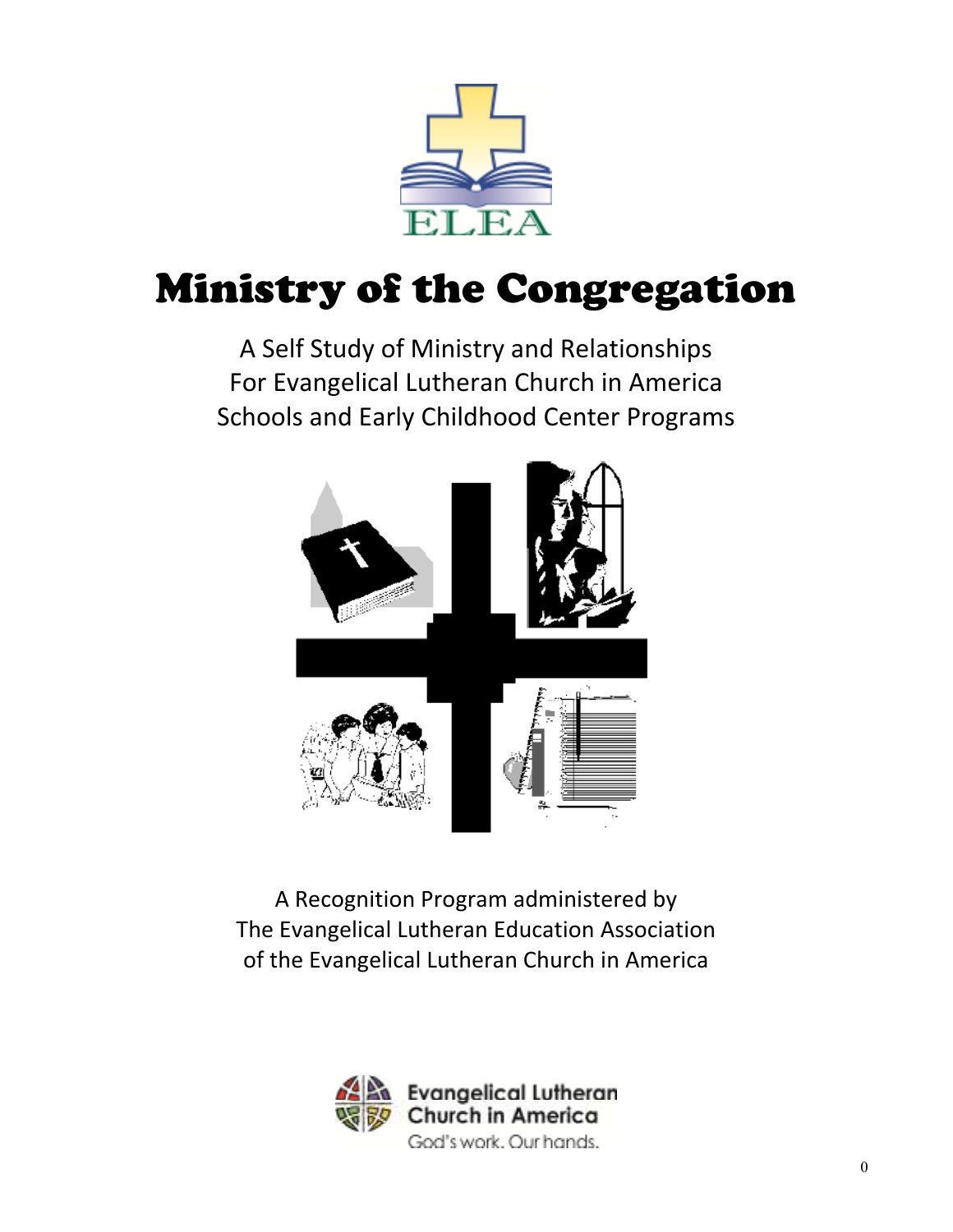ELEA

# Ministry of the Congregation

A Self Study of Ministry and Relationships
For Evangelical Lutheran Church in America
Schools and Early Childhood Center Programs

A Recognition Program administered by
The Evangelical Lutheran Education Association
of the Evangelical Lutheran Church in America

Evangelical Lutheran Church in America
God's work. Our hands.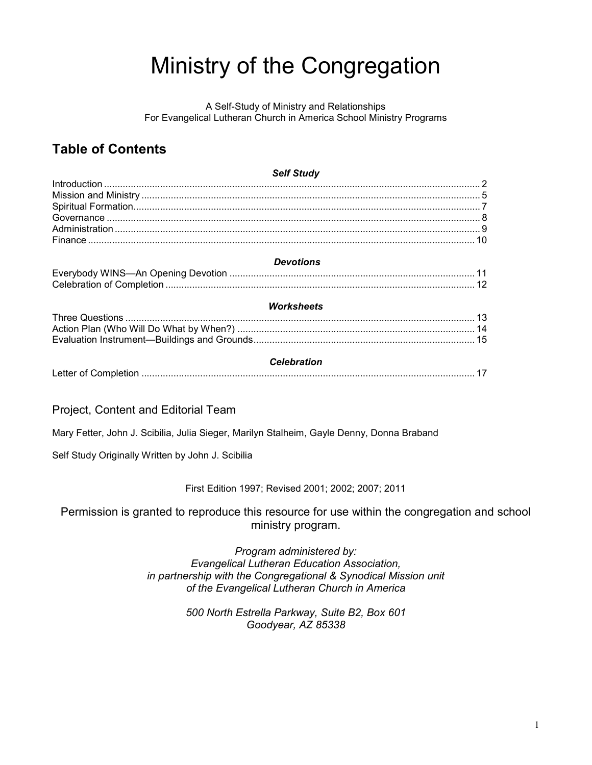# Ministry of the Congregation

A Self-Study of Ministry and Relationships
For Evangelical Lutheran Church in America School Ministry Programs

## Table of Contents

***Self Study***

| | |
|---|---|
| Introduction | 2 |
| Mission and Ministry | 5 |
| Spiritual Formation | 7 |
| Governance | 8 |
| Administration | 9 |
| Finance | 10 |

***Devotions***

| | |
|---|---|
| Everybody WINS—An Opening Devotion | 11 |
| Celebration of Completion | 12 |

***Worksheets***

| | |
|---|---|
| Three Questions | 13 |
| Action Plan (Who Will Do What by When?) | 14 |
| Evaluation Instrument—Buildings and Grounds | 15 |

***Celebration***

| | |
|---|---|
| Letter of Completion | 17 |

Project, Content and Editorial Team

Mary Fetter, John J. Scibilia, Julia Sieger, Marilyn Stalheim, Gayle Denny, Donna Braband

Self Study Originally Written by John J. Scibilia

First Edition 1997; Revised 2001; 2002; 2007; 2011

Permission is granted to reproduce this resource for use within the congregation and school ministry program.

*Program administered by:*
*Evangelical Lutheran Education Association,*
*in partnership with the Congregational & Synodical Mission unit*
*of the Evangelical Lutheran Church in America*

*500 North Estrella Parkway, Suite B2, Box 601*
*Goodyear, AZ 85338*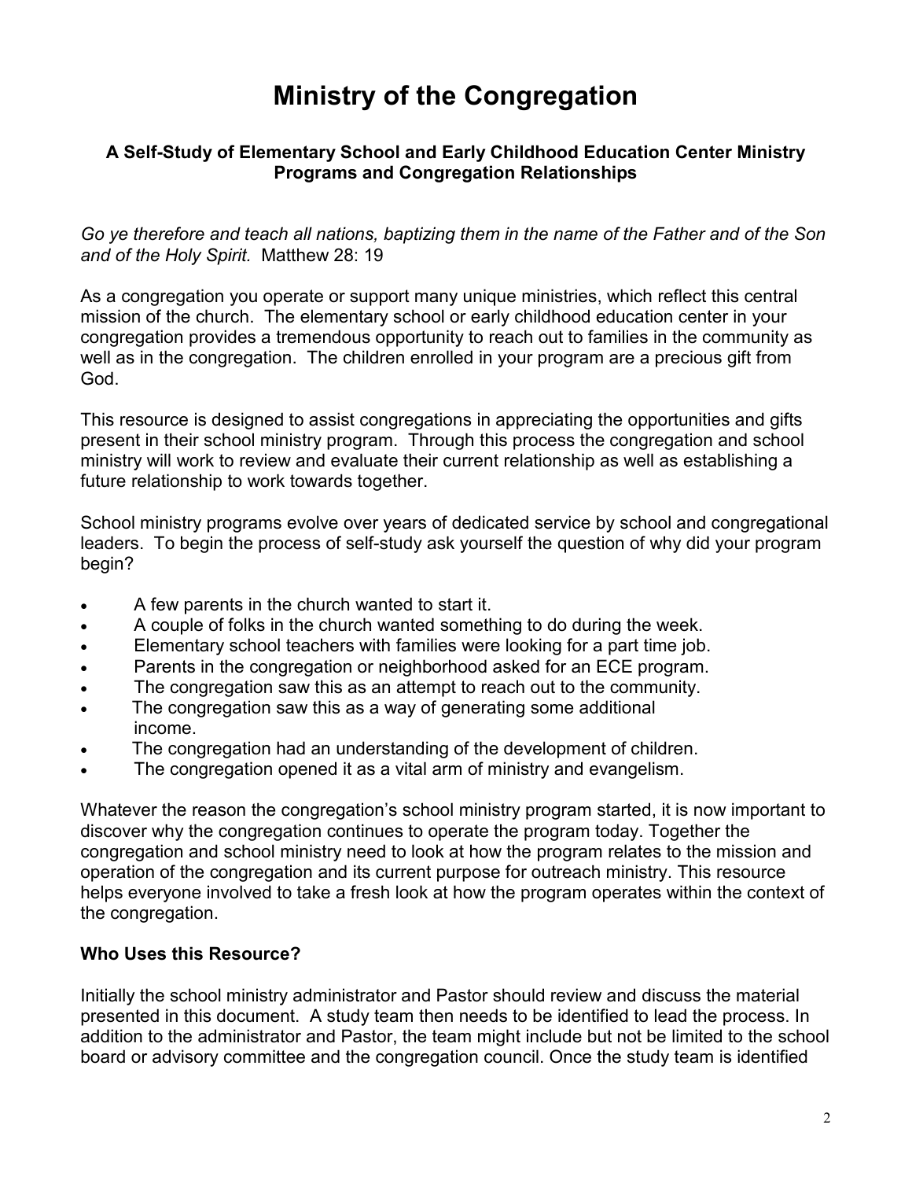# Ministry of the Congregation

### A Self-Study of Elementary School and Early Childhood Education Center Ministry Programs and Congregation Relationships

*Go ye therefore and teach all nations, baptizing them in the name of the Father and of the Son and of the Holy Spirit.* Matthew 28: 19

As a congregation you operate or support many unique ministries, which reflect this central mission of the church. The elementary school or early childhood education center in your congregation provides a tremendous opportunity to reach out to families in the community as well as in the congregation. The children enrolled in your program are a precious gift from God.

This resource is designed to assist congregations in appreciating the opportunities and gifts present in their school ministry program. Through this process the congregation and school ministry will work to review and evaluate their current relationship as well as establishing a future relationship to work towards together.

School ministry programs evolve over years of dedicated service by school and congregational leaders. To begin the process of self-study ask yourself the question of why did your program begin?

- A few parents in the church wanted to start it.
- A couple of folks in the church wanted something to do during the week.
- Elementary school teachers with families were looking for a part time job.
- Parents in the congregation or neighborhood asked for an ECE program.
- The congregation saw this as an attempt to reach out to the community.
- The congregation saw this as a way of generating some additional income.
- The congregation had an understanding of the development of children.
- The congregation opened it as a vital arm of ministry and evangelism.

Whatever the reason the congregation's school ministry program started, it is now important to discover why the congregation continues to operate the program today. Together the congregation and school ministry need to look at how the program relates to the mission and operation of the congregation and its current purpose for outreach ministry. This resource helps everyone involved to take a fresh look at how the program operates within the context of the congregation.

**Who Uses this Resource?**

Initially the school ministry administrator and Pastor should review and discuss the material presented in this document. A study team then needs to be identified to lead the process. In addition to the administrator and Pastor, the team might include but not be limited to the school board or advisory committee and the congregation council. Once the study team is identified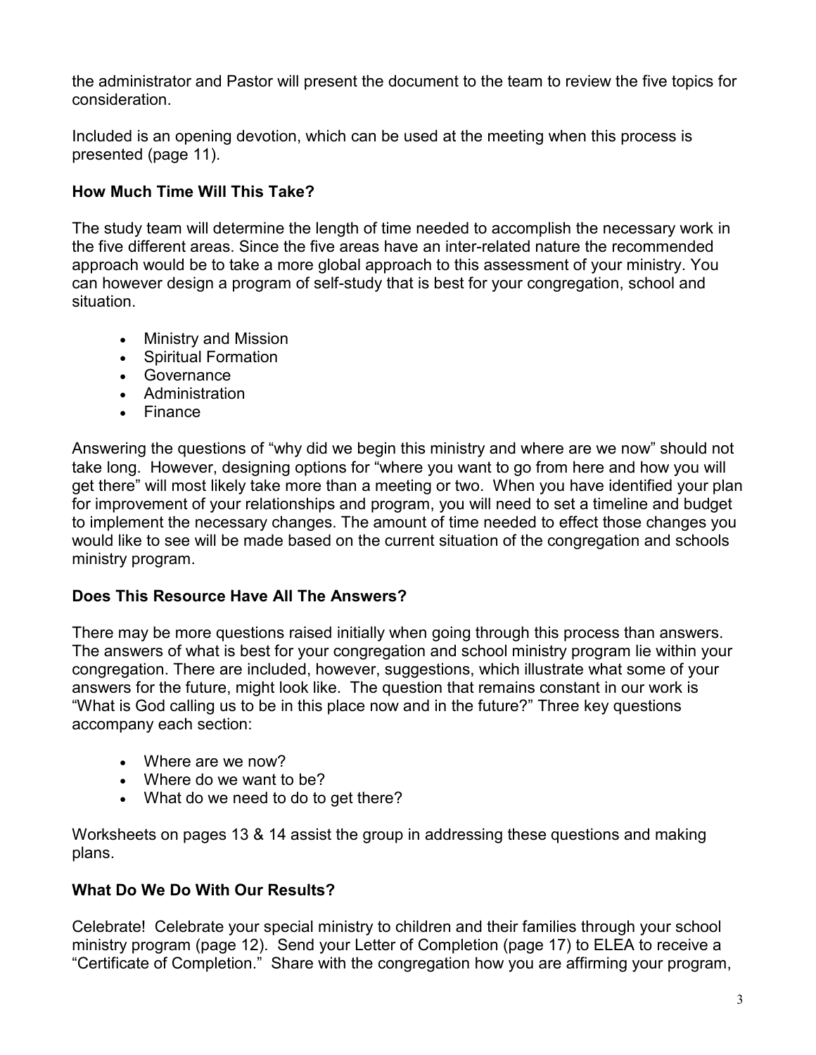the administrator and Pastor will present the document to the team to review the five topics for consideration.

Included is an opening devotion, which can be used at the meeting when this process is presented (page 11).

### How Much Time Will This Take?

The study team will determine the length of time needed to accomplish the necessary work in the five different areas. Since the five areas have an inter-related nature the recommended approach would be to take a more global approach to this assessment of your ministry. You can however design a program of self-study that is best for your congregation, school and situation.

- Ministry and Mission
- Spiritual Formation
- Governance
- Administration
- Finance

Answering the questions of "why did we begin this ministry and where are we now" should not take long. However, designing options for "where you want to go from here and how you will get there" will most likely take more than a meeting or two. When you have identified your plan for improvement of your relationships and program, you will need to set a timeline and budget to implement the necessary changes. The amount of time needed to effect those changes you would like to see will be made based on the current situation of the congregation and schools ministry program.

### Does This Resource Have All The Answers?

There may be more questions raised initially when going through this process than answers. The answers of what is best for your congregation and school ministry program lie within your congregation. There are included, however, suggestions, which illustrate what some of your answers for the future, might look like. The question that remains constant in our work is "What is God calling us to be in this place now and in the future?" Three key questions accompany each section:

- Where are we now?
- Where do we want to be?
- What do we need to do to get there?

Worksheets on pages 13 & 14 assist the group in addressing these questions and making plans.

### What Do We Do With Our Results?

Celebrate! Celebrate your special ministry to children and their families through your school ministry program (page 12). Send your Letter of Completion (page 17) to ELEA to receive a "Certificate of Completion." Share with the congregation how you are affirming your program,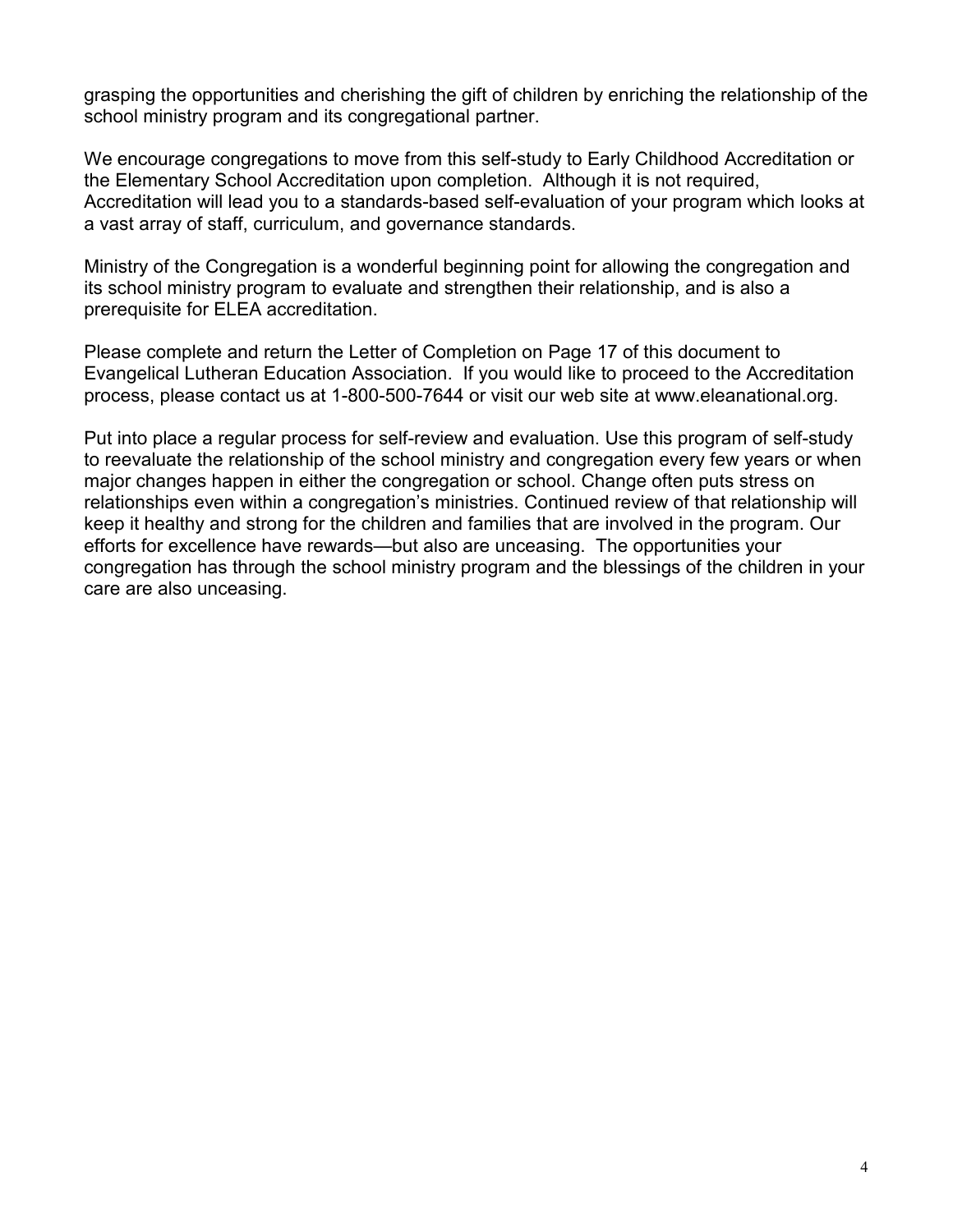grasping the opportunities and cherishing the gift of children by enriching the relationship of the school ministry program and its congregational partner.

We encourage congregations to move from this self-study to Early Childhood Accreditation or the Elementary School Accreditation upon completion. Although it is not required, Accreditation will lead you to a standards-based self-evaluation of your program which looks at a vast array of staff, curriculum, and governance standards.

Ministry of the Congregation is a wonderful beginning point for allowing the congregation and its school ministry program to evaluate and strengthen their relationship, and is also a prerequisite for ELEA accreditation.

Please complete and return the Letter of Completion on Page 17 of this document to Evangelical Lutheran Education Association. If you would like to proceed to the Accreditation process, please contact us at 1-800-500-7644 or visit our web site at www.eleanational.org.

Put into place a regular process for self-review and evaluation. Use this program of self-study to reevaluate the relationship of the school ministry and congregation every few years or when major changes happen in either the congregation or school. Change often puts stress on relationships even within a congregation's ministries. Continued review of that relationship will keep it healthy and strong for the children and families that are involved in the program. Our efforts for excellence have rewards—but also are unceasing. The opportunities your congregation has through the school ministry program and the blessings of the children in your care are also unceasing.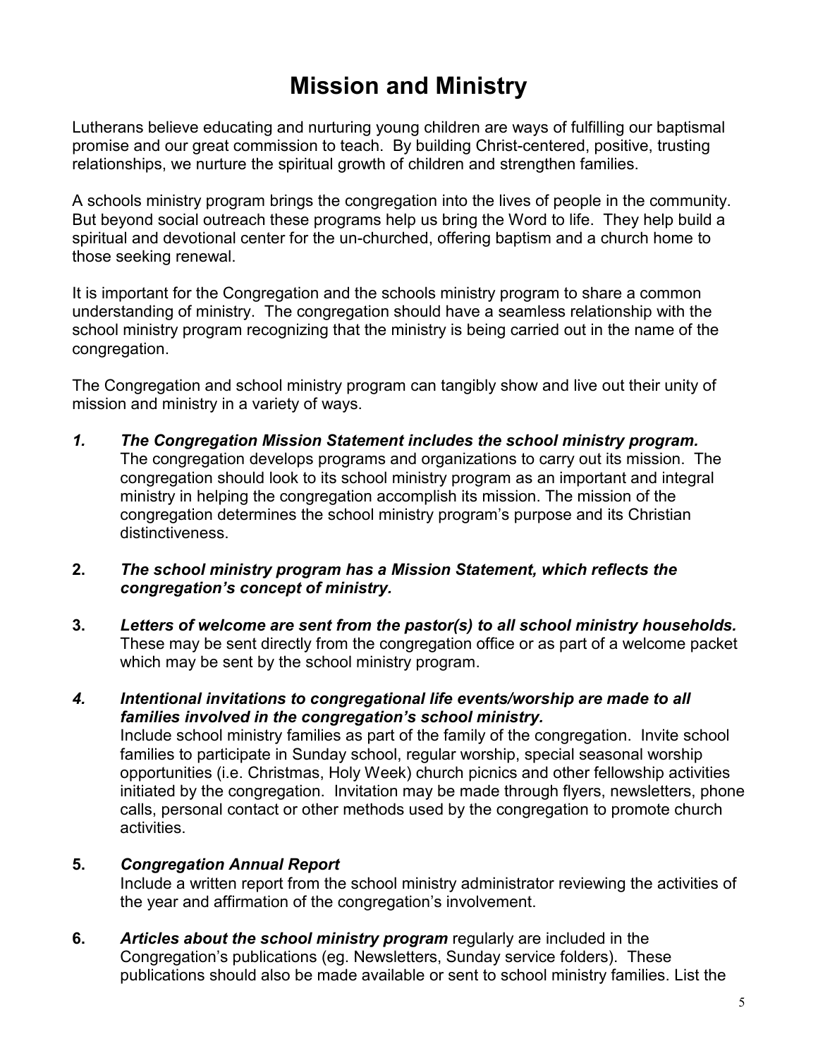# Mission and Ministry

Lutherans believe educating and nurturing young children are ways of fulfilling our baptismal promise and our great commission to teach. By building Christ-centered, positive, trusting relationships, we nurture the spiritual growth of children and strengthen families.

A schools ministry program brings the congregation into the lives of people in the community. But beyond social outreach these programs help us bring the Word to life. They help build a spiritual and devotional center for the un-churched, offering baptism and a church home to those seeking renewal.

It is important for the Congregation and the schools ministry program to share a common understanding of ministry. The congregation should have a seamless relationship with the school ministry program recognizing that the ministry is being carried out in the name of the congregation.

The Congregation and school ministry program can tangibly show and live out their unity of mission and ministry in a variety of ways.

***1. The Congregation Mission Statement includes the school ministry program.*** The congregation develops programs and organizations to carry out its mission. The congregation should look to its school ministry program as an important and integral ministry in helping the congregation accomplish its mission. The mission of the congregation determines the school ministry program's purpose and its Christian distinctiveness.

**2. *The school ministry program has a Mission Statement, which reflects the congregation's concept of ministry.***

**3. *Letters of welcome are sent from the pastor(s) to all school ministry households.*** These may be sent directly from the congregation office or as part of a welcome packet which may be sent by the school ministry program.

***4. Intentional invitations to congregational life events/worship are made to all families involved in the congregation's school ministry.***
Include school ministry families as part of the family of the congregation. Invite school families to participate in Sunday school, regular worship, special seasonal worship opportunities (i.e. Christmas, Holy Week) church picnics and other fellowship activities initiated by the congregation. Invitation may be made through flyers, newsletters, phone calls, personal contact or other methods used by the congregation to promote church activities.

**5. *Congregation Annual Report***
Include a written report from the school ministry administrator reviewing the activities of the year and affirmation of the congregation's involvement.

**6. *Articles about the school ministry program*** regularly are included in the Congregation's publications (eg. Newsletters, Sunday service folders). These publications should also be made available or sent to school ministry families. List the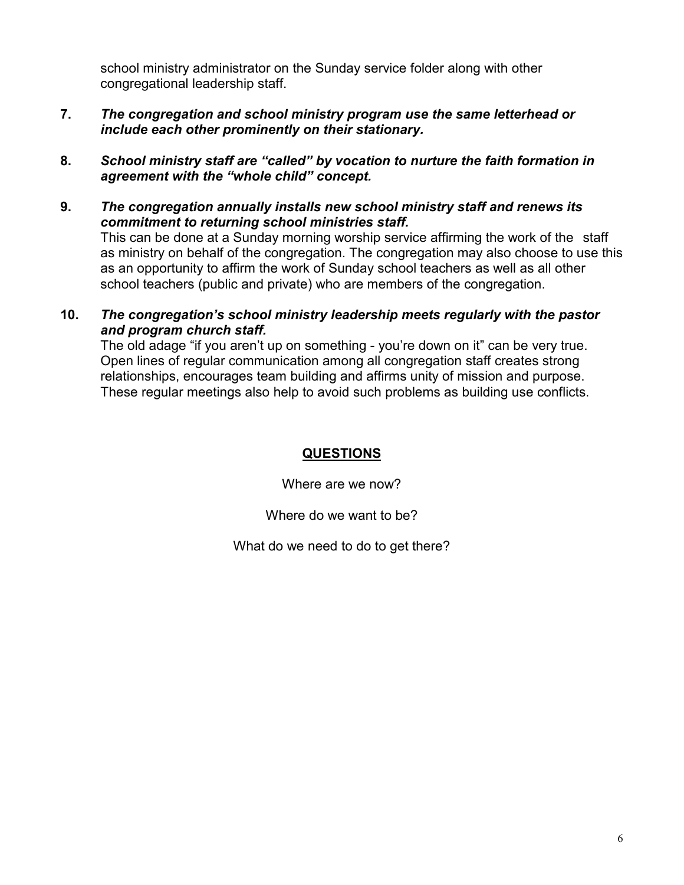school ministry administrator on the Sunday service folder along with other congregational leadership staff.

**7.** ***The congregation and school ministry program use the same letterhead or include each other prominently on their stationary.***

**8.** ***School ministry staff are "called" by vocation to nurture the faith formation in agreement with the "whole child" concept.***

**9.** ***The congregation annually installs new school ministry staff and renews its commitment to returning school ministries staff.***
This can be done at a Sunday morning worship service affirming the work of the staff as ministry on behalf of the congregation. The congregation may also choose to use this as an opportunity to affirm the work of Sunday school teachers as well as all other school teachers (public and private) who are members of the congregation.

**10.** ***The congregation's school ministry leadership meets regularly with the pastor and program church staff.***
The old adage "if you aren't up on something - you're down on it" can be very true. Open lines of regular communication among all congregation staff creates strong relationships, encourages team building and affirms unity of mission and purpose. These regular meetings also help to avoid such problems as building use conflicts.

## QUESTIONS

Where are we now?

Where do we want to be?

What do we need to do to get there?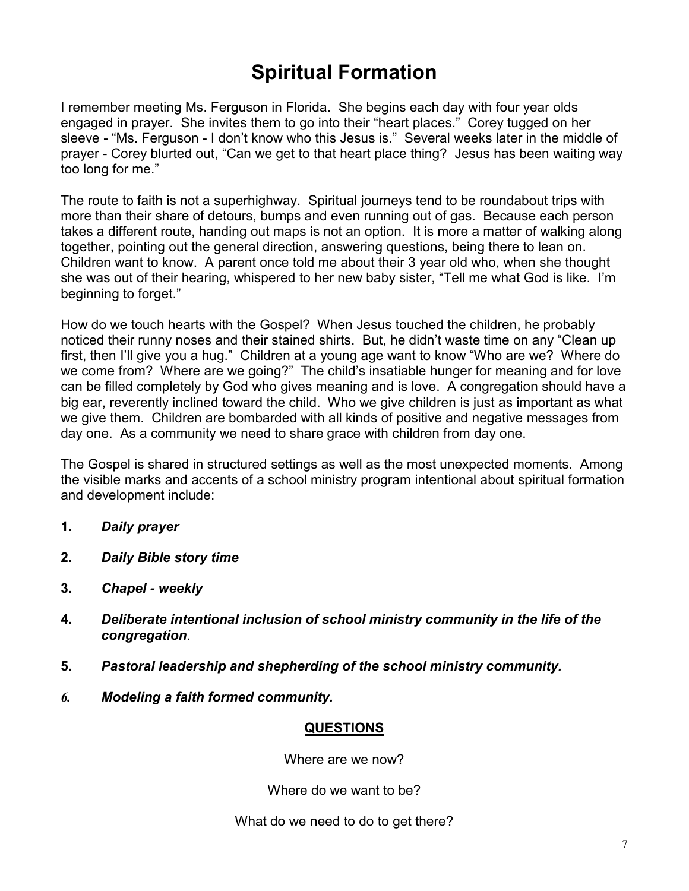# Spiritual Formation

I remember meeting Ms. Ferguson in Florida. She begins each day with four year olds engaged in prayer. She invites them to go into their "heart places." Corey tugged on her sleeve - "Ms. Ferguson - I don't know who this Jesus is." Several weeks later in the middle of prayer - Corey blurted out, "Can we get to that heart place thing? Jesus has been waiting way too long for me."

The route to faith is not a superhighway. Spiritual journeys tend to be roundabout trips with more than their share of detours, bumps and even running out of gas. Because each person takes a different route, handing out maps is not an option. It is more a matter of walking along together, pointing out the general direction, answering questions, being there to lean on. Children want to know. A parent once told me about their 3 year old who, when she thought she was out of their hearing, whispered to her new baby sister, "Tell me what God is like. I'm beginning to forget."

How do we touch hearts with the Gospel? When Jesus touched the children, he probably noticed their runny noses and their stained shirts. But, he didn't waste time on any "Clean up first, then I'll give you a hug." Children at a young age want to know "Who are we? Where do we come from? Where are we going?" The child's insatiable hunger for meaning and for love can be filled completely by God who gives meaning and is love. A congregation should have a big ear, reverently inclined toward the child. Who we give children is just as important as what we give them. Children are bombarded with all kinds of positive and negative messages from day one. As a community we need to share grace with children from day one.

The Gospel is shared in structured settings as well as the most unexpected moments. Among the visible marks and accents of a school ministry program intentional about spiritual formation and development include:

1. ***Daily prayer***
2. ***Daily Bible story time***
3. ***Chapel - weekly***
4. ***Deliberate intentional inclusion of school ministry community in the life of the congregation***.
5. ***Pastoral leadership and shepherding of the school ministry community.***
6. ***Modeling a faith formed community.***

**QUESTIONS**

Where are we now?

Where do we want to be?

What do we need to do to get there?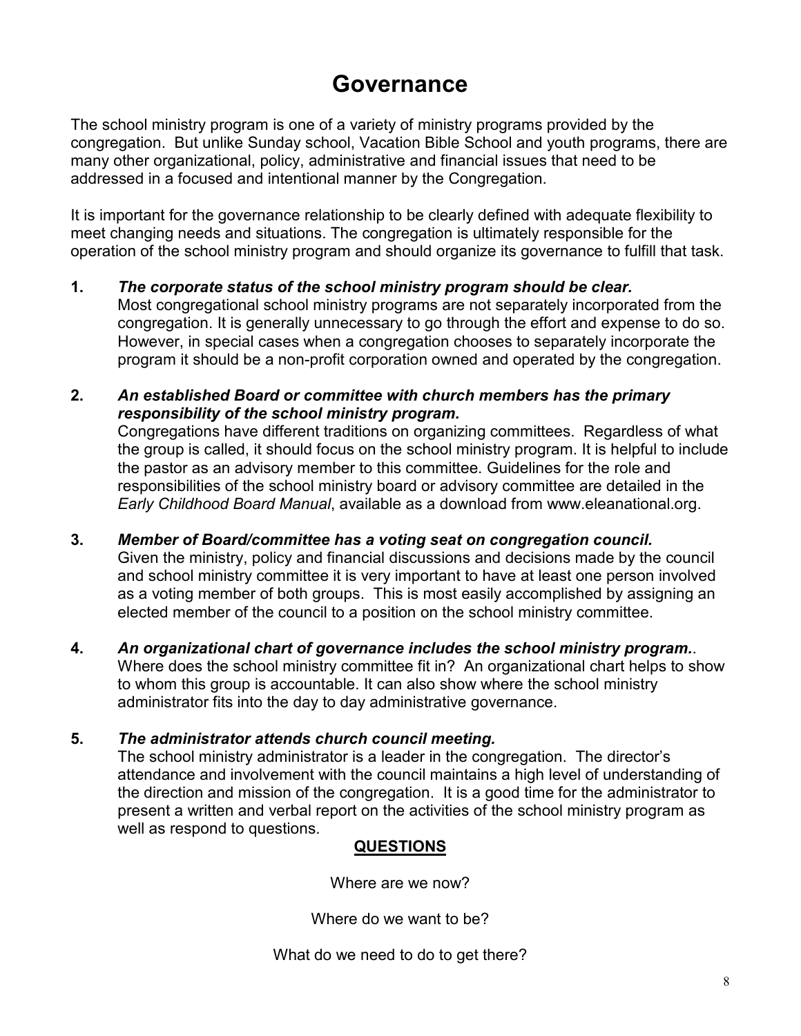# Governance

The school ministry program is one of a variety of ministry programs provided by the congregation. But unlike Sunday school, Vacation Bible School and youth programs, there are many other organizational, policy, administrative and financial issues that need to be addressed in a focused and intentional manner by the Congregation.

It is important for the governance relationship to be clearly defined with adequate flexibility to meet changing needs and situations. The congregation is ultimately responsible for the operation of the school ministry program and should organize its governance to fulfill that task.

1. ***The corporate status of the school ministry program should be clear.***
   Most congregational school ministry programs are not separately incorporated from the congregation. It is generally unnecessary to go through the effort and expense to do so. However, in special cases when a congregation chooses to separately incorporate the program it should be a non-profit corporation owned and operated by the congregation.

2. ***An established Board or committee with church members has the primary responsibility of the school ministry program.***
   Congregations have different traditions on organizing committees. Regardless of what the group is called, it should focus on the school ministry program. It is helpful to include the pastor as an advisory member to this committee. Guidelines for the role and responsibilities of the school ministry board or advisory committee are detailed in the *Early Childhood Board Manual*, available as a download from www.eleanational.org.

3. ***Member of Board/committee has a voting seat on congregation council.***
   Given the ministry, policy and financial discussions and decisions made by the council and school ministry committee it is very important to have at least one person involved as a voting member of both groups. This is most easily accomplished by assigning an elected member of the council to a position on the school ministry committee.

4. ***An organizational chart of governance includes the school ministry program.***.
   Where does the school ministry committee fit in? An organizational chart helps to show to whom this group is accountable. It can also show where the school ministry administrator fits into the day to day administrative governance.

5. ***The administrator attends church council meeting.***
   The school ministry administrator is a leader in the congregation. The director's attendance and involvement with the council maintains a high level of understanding of the direction and mission of the congregation. It is a good time for the administrator to present a written and verbal report on the activities of the school ministry program as well as respond to questions.

**QUESTIONS**

Where are we now?

Where do we want to be?

What do we need to do to get there?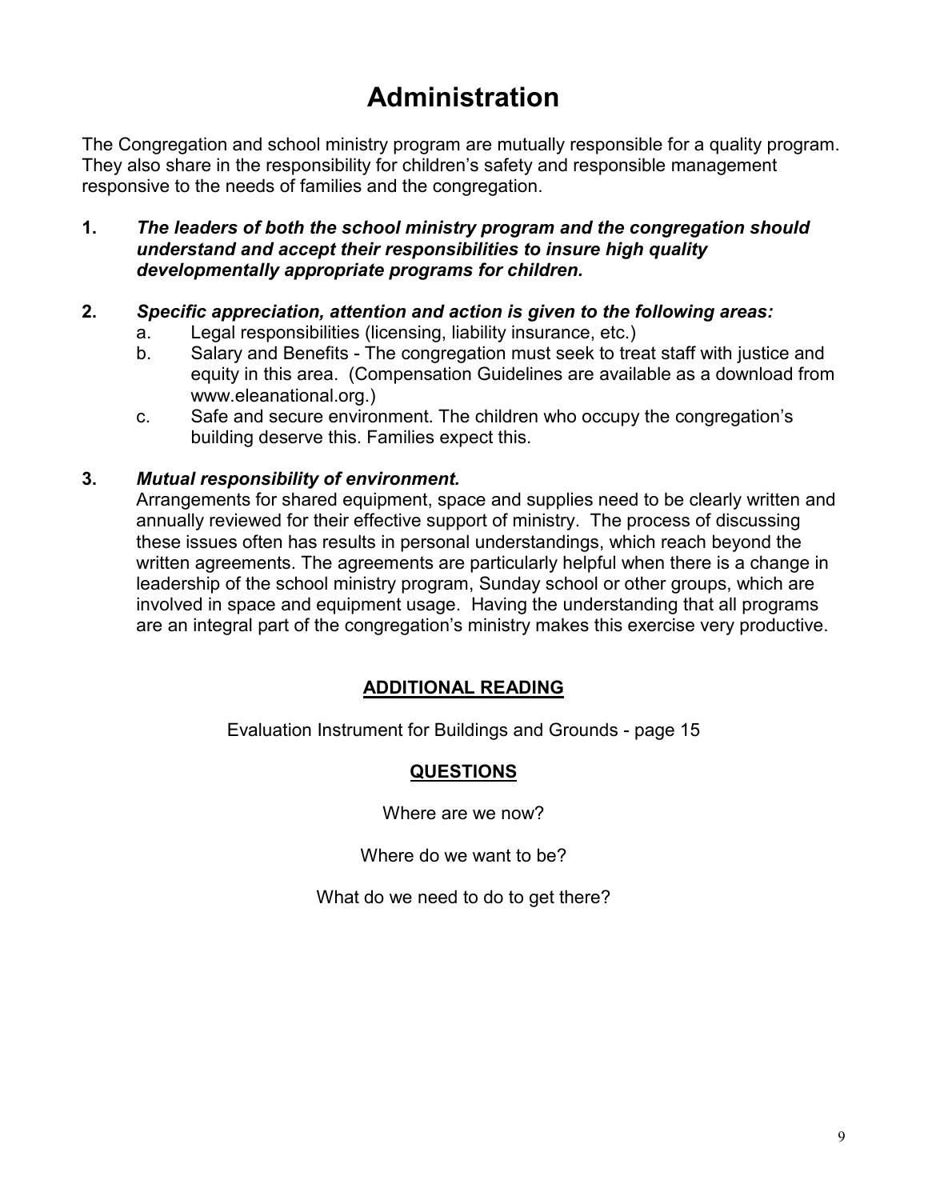# Administration

The Congregation and school ministry program are mutually responsible for a quality program. They also share in the responsibility for children's safety and responsible management responsive to the needs of families and the congregation.

1. ***The leaders of both the school ministry program and the congregation should understand and accept their responsibilities to insure high quality developmentally appropriate programs for children.***

2. ***Specific appreciation, attention and action is given to the following areas:***
   a. Legal responsibilities (licensing, liability insurance, etc.)
   b. Salary and Benefits - The congregation must seek to treat staff with justice and equity in this area. (Compensation Guidelines are available as a download from www.eleanational.org.)
   c. Safe and secure environment. The children who occupy the congregation's building deserve this. Families expect this.

3. ***Mutual responsibility of environment.***
   Arrangements for shared equipment, space and supplies need to be clearly written and annually reviewed for their effective support of ministry. The process of discussing these issues often has results in personal understandings, which reach beyond the written agreements. The agreements are particularly helpful when there is a change in leadership of the school ministry program, Sunday school or other groups, which are involved in space and equipment usage. Having the understanding that all programs are an integral part of the congregation's ministry makes this exercise very productive.

**ADDITIONAL READING**

Evaluation Instrument for Buildings and Grounds - page 15

**QUESTIONS**

Where are we now?

Where do we want to be?

What do we need to do to get there?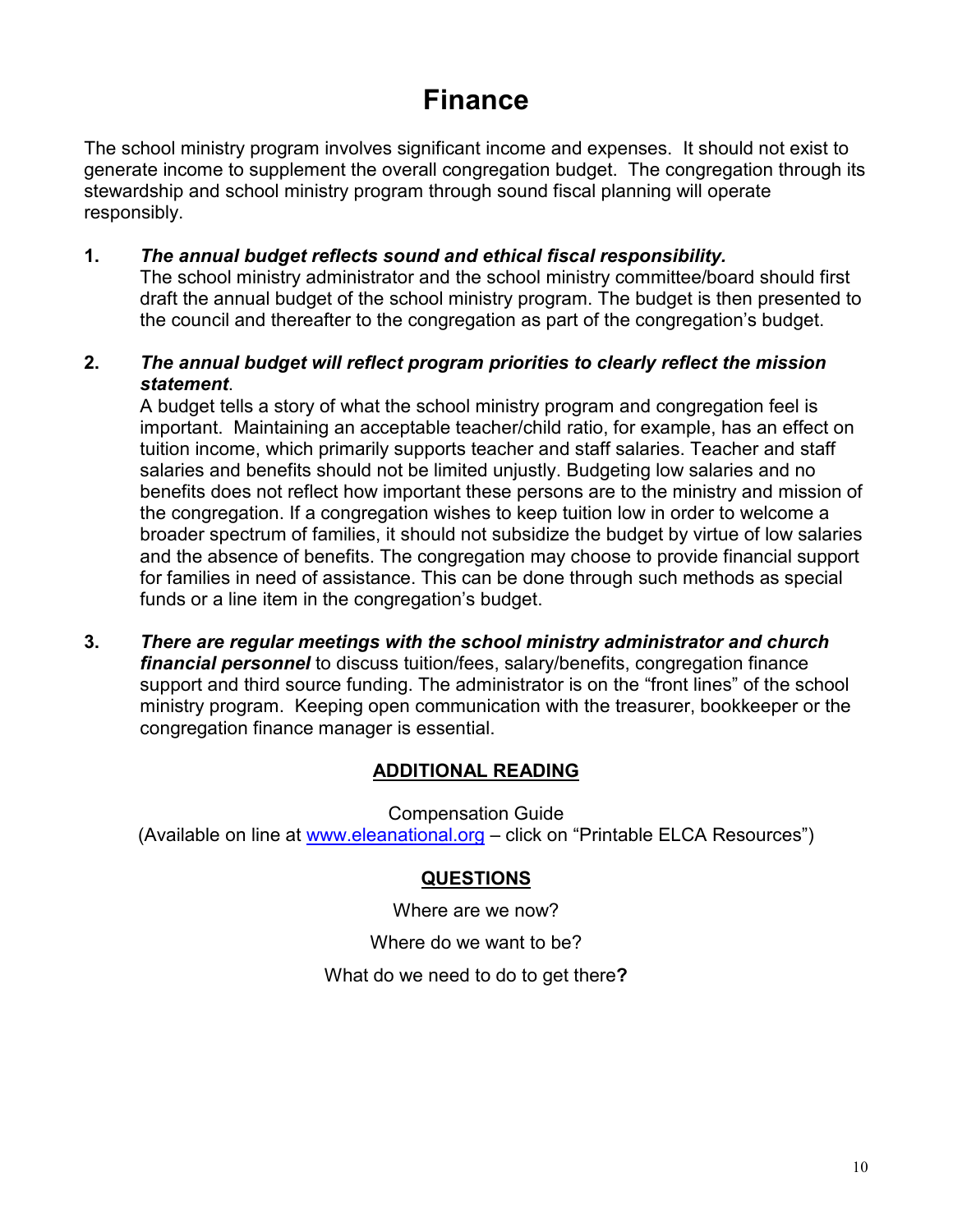# Finance

The school ministry program involves significant income and expenses. It should not exist to generate income to supplement the overall congregation budget. The congregation through its stewardship and school ministry program through sound fiscal planning will operate responsibly.

1. ***The annual budget reflects sound and ethical fiscal responsibility.***
   The school ministry administrator and the school ministry committee/board should first draft the annual budget of the school ministry program. The budget is then presented to the council and thereafter to the congregation as part of the congregation's budget.

2. ***The annual budget will reflect program priorities to clearly reflect the mission statement***.
   A budget tells a story of what the school ministry program and congregation feel is important. Maintaining an acceptable teacher/child ratio, for example, has an effect on tuition income, which primarily supports teacher and staff salaries. Teacher and staff salaries and benefits should not be limited unjustly. Budgeting low salaries and no benefits does not reflect how important these persons are to the ministry and mission of the congregation. If a congregation wishes to keep tuition low in order to welcome a broader spectrum of families, it should not subsidize the budget by virtue of low salaries and the absence of benefits. The congregation may choose to provide financial support for families in need of assistance. This can be done through such methods as special funds or a line item in the congregation's budget.

3. ***There are regular meetings with the school ministry administrator and church financial personnel*** to discuss tuition/fees, salary/benefits, congregation finance support and third source funding. The administrator is on the "front lines" of the school ministry program. Keeping open communication with the treasurer, bookkeeper or the congregation finance manager is essential.

## ADDITIONAL READING

Compensation Guide
(Available on line at [www.eleanational.org](http://www.eleanational.org) – click on "Printable ELCA Resources")

## QUESTIONS

Where are we now?

Where do we want to be?

What do we need to do to get there**?**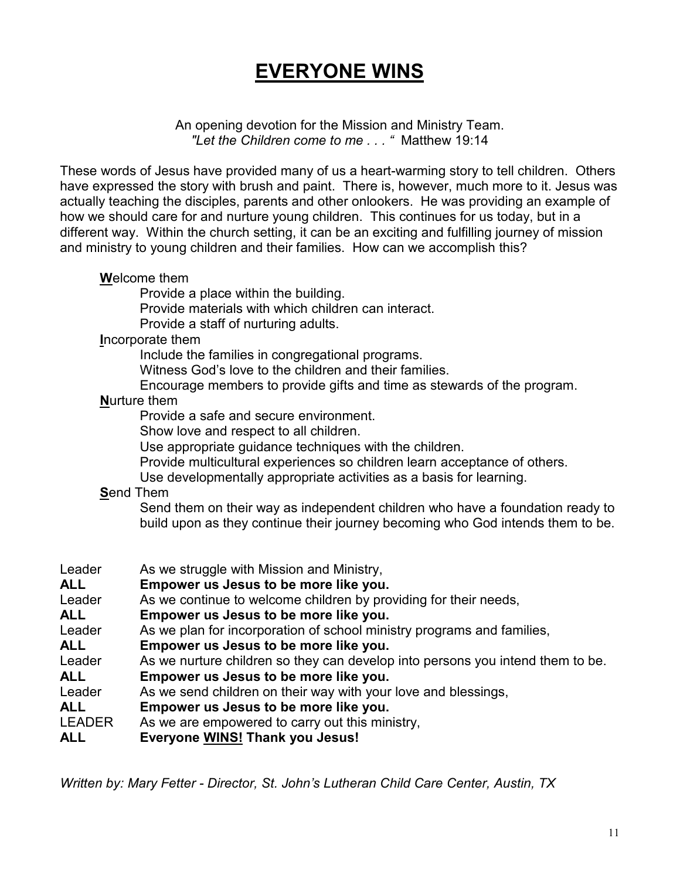# EVERYONE WINS

An opening devotion for the Mission and Ministry Team.
*"Let the Children come to me . . . "* Matthew 19:14

These words of Jesus have provided many of us a heart-warming story to tell children. Others have expressed the story with brush and paint. There is, however, much more to it. Jesus was actually teaching the disciples, parents and other onlookers. He was providing an example of how we should care for and nurture young children. This continues for us today, but in a different way. Within the church setting, it can be an exciting and fulfilling journey of mission and ministry to young children and their families. How can we accomplish this?

**W**elcome them
- Provide a place within the building.
- Provide materials with which children can interact.
- Provide a staff of nurturing adults.

**I**ncorporate them
- Include the families in congregational programs.
- Witness God's love to the children and their families.
- Encourage members to provide gifts and time as stewards of the program.

**N**urture them
- Provide a safe and secure environment.
- Show love and respect to all children.
- Use appropriate guidance techniques with the children.
- Provide multicultural experiences so children learn acceptance of others.
- Use developmentally appropriate activities as a basis for learning.

**S**end Them
- Send them on their way as independent children who have a foundation ready to build upon as they continue their journey becoming who God intends them to be.

Leader As we struggle with Mission and Ministry,
**ALL Empower us Jesus to be more like you.**
Leader As we continue to welcome children by providing for their needs,
**ALL Empower us Jesus to be more like you.**
Leader As we plan for incorporation of school ministry programs and families,
**ALL Empower us Jesus to be more like you.**
Leader As we nurture children so they can develop into persons you intend them to be.
**ALL Empower us Jesus to be more like you.**
Leader As we send children on their way with your love and blessings,
**ALL Empower us Jesus to be more like you.**
LEADER As we are empowered to carry out this ministry,
**ALL Everyone WINS! Thank you Jesus!**

*Written by: Mary Fetter - Director, St. John's Lutheran Child Care Center, Austin, TX*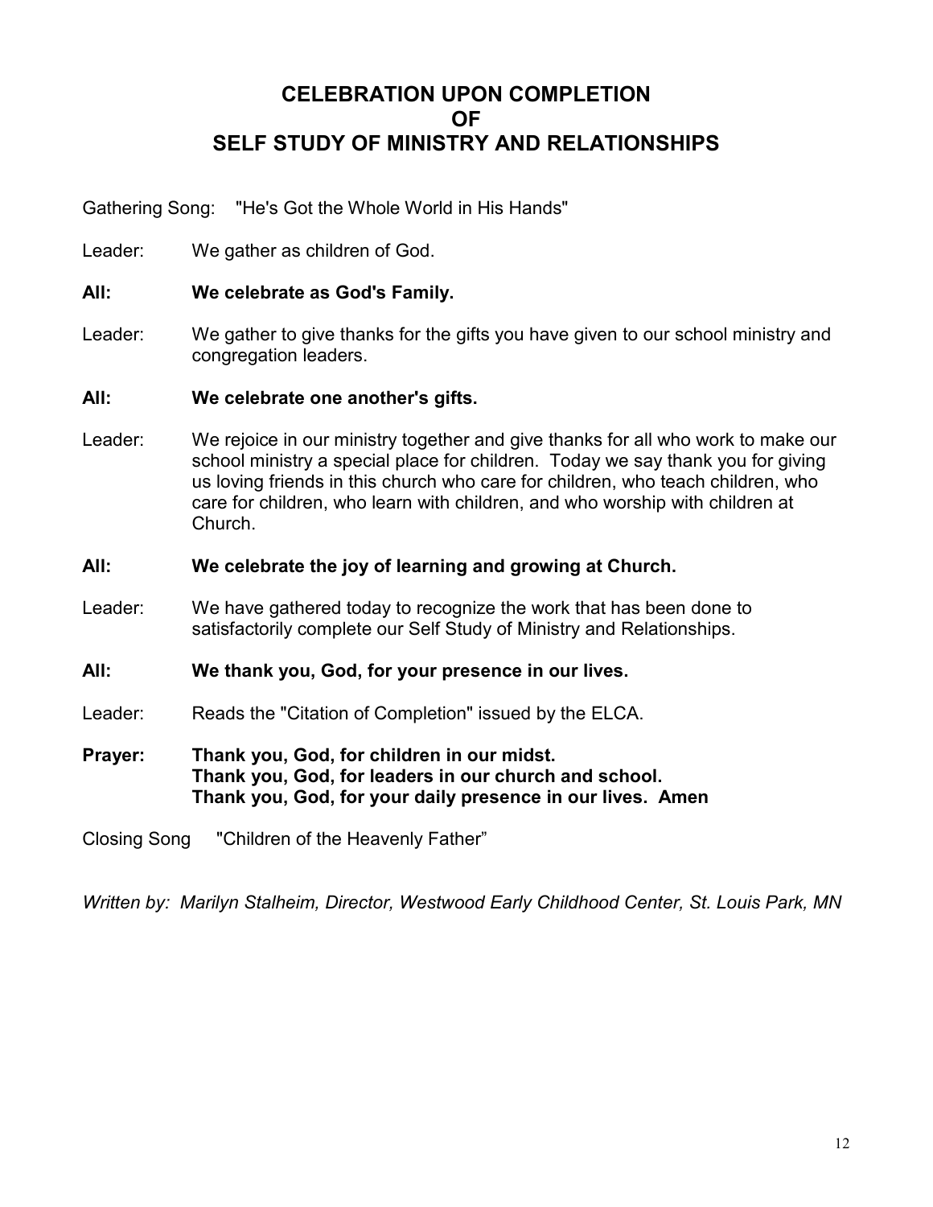# CELEBRATION UPON COMPLETION OF SELF STUDY OF MINISTRY AND RELATIONSHIPS

Gathering Song: "He's Got the Whole World in His Hands"

Leader: We gather as children of God.

**All: We celebrate as God's Family.**

Leader: We gather to give thanks for the gifts you have given to our school ministry and congregation leaders.

**All: We celebrate one another's gifts.**

Leader: We rejoice in our ministry together and give thanks for all who work to make our school ministry a special place for children. Today we say thank you for giving us loving friends in this church who care for children, who teach children, who care for children, who learn with children, and who worship with children at Church.

**All: We celebrate the joy of learning and growing at Church.**

Leader: We have gathered today to recognize the work that has been done to satisfactorily complete our Self Study of Ministry and Relationships.

**All: We thank you, God, for your presence in our lives.**

Leader: Reads the "Citation of Completion" issued by the ELCA.

**Prayer: Thank you, God, for children in our midst.**
**Thank you, God, for leaders in our church and school.**
**Thank you, God, for your daily presence in our lives. Amen**

Closing Song "Children of the Heavenly Father"

*Written by: Marilyn Stalheim, Director, Westwood Early Childhood Center, St. Louis Park, MN*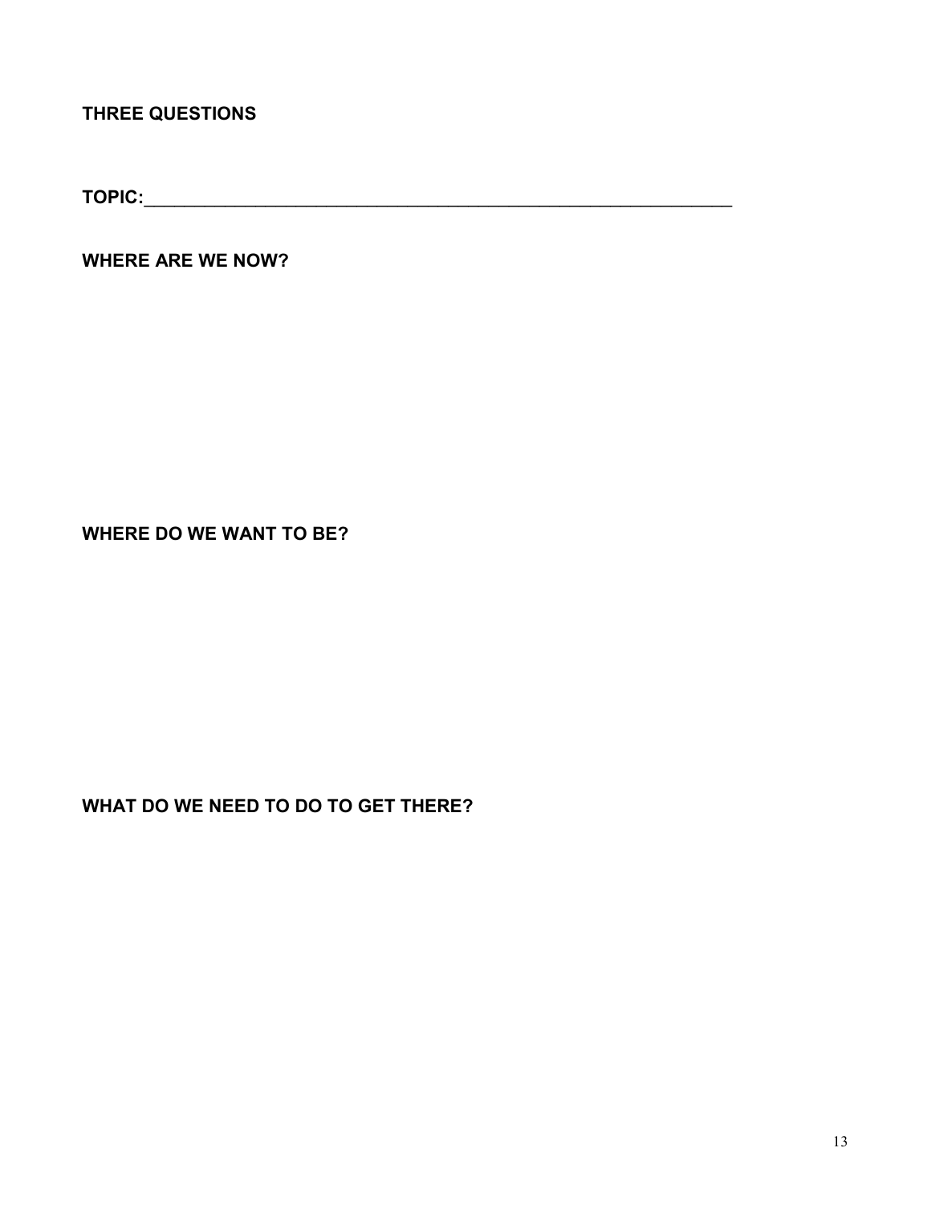**THREE QUESTIONS**

**TOPIC:**\_\_\_\_\_\_\_\_\_\_\_\_\_\_\_\_\_\_\_\_\_\_\_\_\_\_\_\_\_\_\_\_\_\_\_\_\_\_\_\_\_\_\_\_\_\_\_\_\_\_\_\_\_\_\_\_\_\_\_\_\_\_

**WHERE ARE WE NOW?**

**WHERE DO WE WANT TO BE?**

**WHAT DO WE NEED TO DO TO GET THERE?**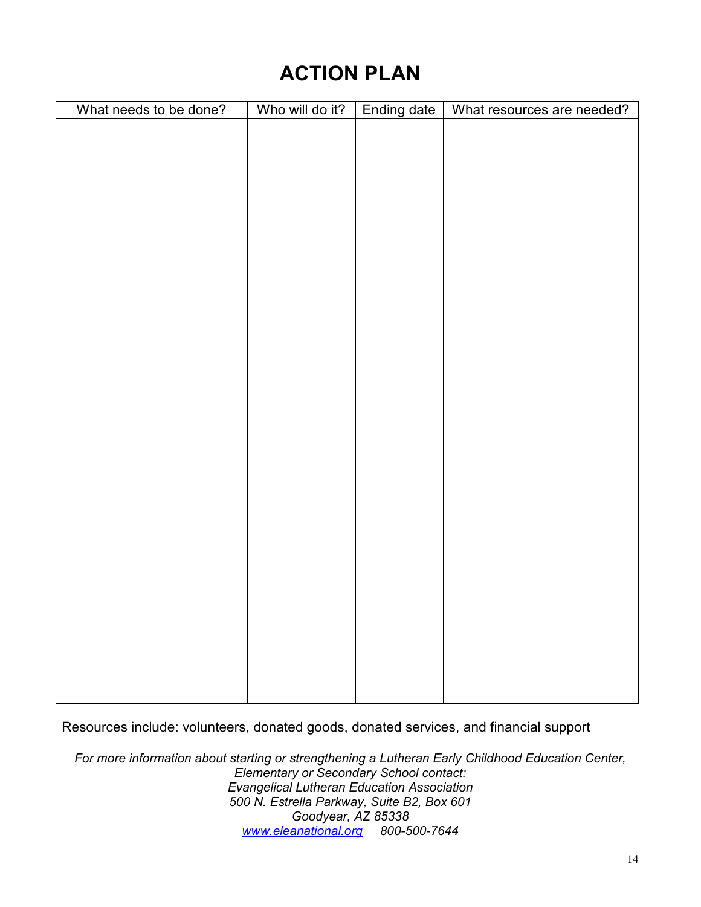# ACTION PLAN

| What needs to be done? | Who will do it? | Ending date | What resources are needed? |
|---|---|---|---|
| | | | |

Resources include: volunteers, donated goods, donated services, and financial support

*For more information about starting or strengthening a Lutheran Early Childhood Education Center, Elementary or Secondary School contact:*
*Evangelical Lutheran Education Association*
*500 N. Estrella Parkway, Suite B2, Box 601*
*Goodyear, AZ 85338*
*[www.eleanational.org](http://www.eleanational.org) 800-500-7644*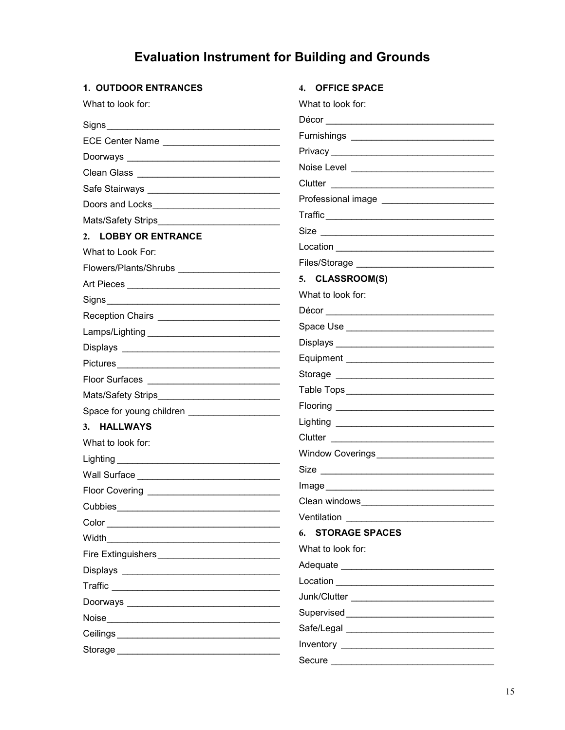# Evaluation Instrument for Building and Grounds

## 1. OUTDOOR ENTRANCES

What to look for:

Signs ___________________________________

ECE Center Name _______________________

Doorways ______________________________

Clean Glass ____________________________

Safe Stairways __________________________

Doors and Locks ________________________

Mats/Safety Strips ________________________

## 2. LOBBY OR ENTRANCE

What to Look For:

Flowers/Plants/Shrubs ____________________

Art Pieces ______________________________

Signs __________________________________

Reception Chairs ________________________

Lamps/Lighting __________________________

Displays ________________________________

Pictures ________________________________

Floor Surfaces __________________________

Mats/Safety Strips ________________________

Space for young children _________________

## 3. HALLWAYS

What to look for:

Lighting ________________________________

Wall Surface ____________________________

Floor Covering __________________________

Cubbies ________________________________

Color __________________________________

Width __________________________________

Fire Extinguishers ________________________

Displays ________________________________

Traffic _________________________________

Doorways ______________________________

Noise __________________________________

Ceilings ________________________________

Storage ________________________________

## 4. OFFICE SPACE

What to look for:

Décor __________________________________

Furnishings _____________________________

Privacy ________________________________

Noise Level _____________________________

Clutter _________________________________

Professional image _______________________

Traffic _________________________________

Size ___________________________________

Location ________________________________

Files/Storage ____________________________

## 5. CLASSROOM(S)

What to look for:

Décor __________________________________

Space Use ______________________________

Displays ________________________________

Equipment ______________________________

Storage ________________________________

Table Tops ______________________________

Flooring ________________________________

Lighting ________________________________

Clutter _________________________________

Window Coverings ________________________

Size ___________________________________

Image __________________________________

Clean windows ___________________________

Ventilation ______________________________

## 6. STORAGE SPACES

What to look for:

Adequate _______________________________

Location ________________________________

Junk/Clutter _____________________________

Supervised ______________________________

Safe/Legal ______________________________

Inventory _______________________________

Secure _________________________________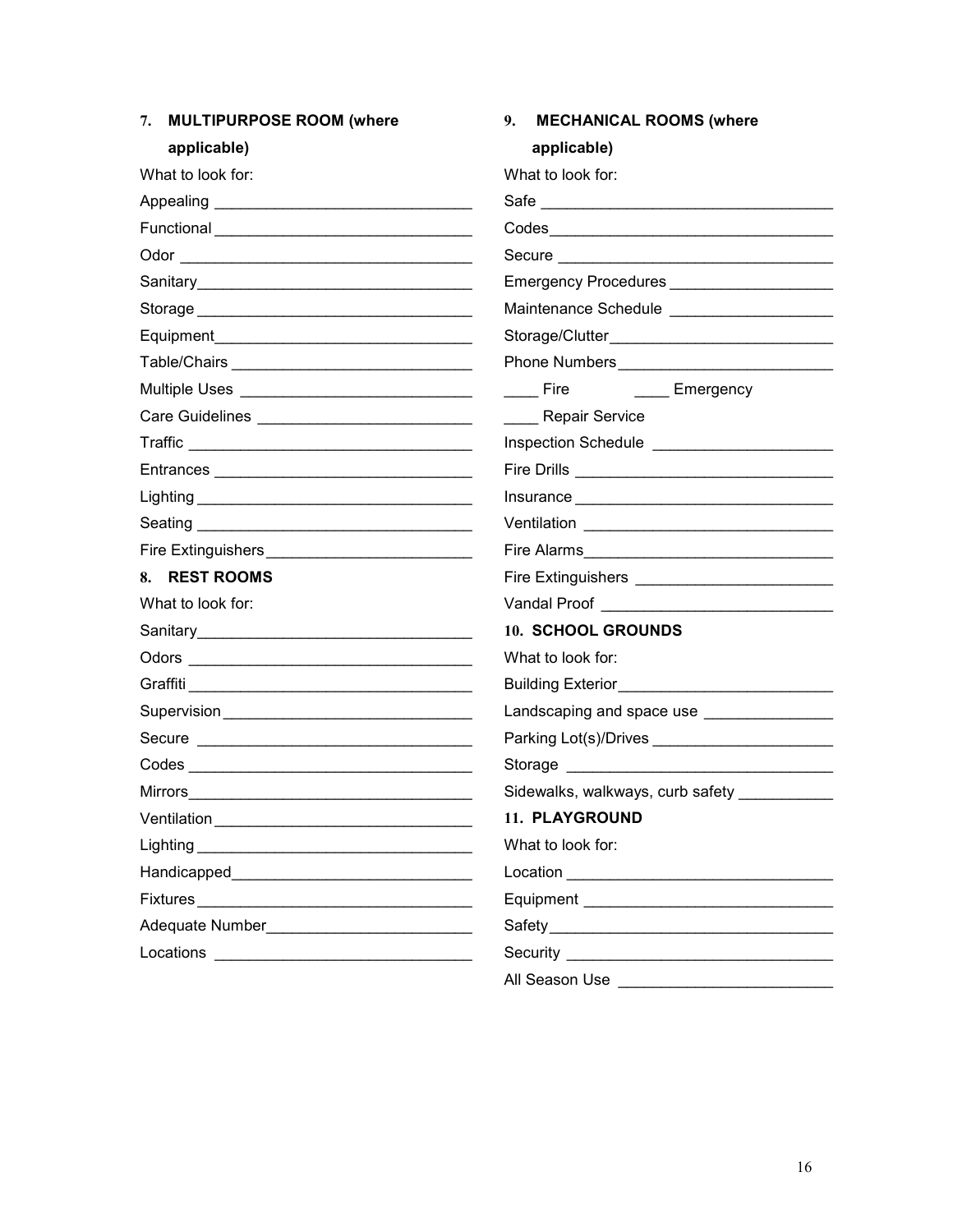### 7. MULTIPURPOSE ROOM (where applicable)

What to look for:

Appealing ______________________________

Functional ______________________________

Odor ______________________________

Sanitary______________________________

Storage ______________________________

Equipment______________________________

Table/Chairs ______________________________

Multiple Uses ______________________________

Care Guidelines ______________________________

Traffic ______________________________

Entrances ______________________________

Lighting ______________________________

Seating ______________________________

Fire Extinguishers______________________________

### 8. REST ROOMS

What to look for:

Sanitary______________________________

Odors ______________________________

Graffiti ______________________________

Supervision ______________________________

Secure ______________________________

Codes ______________________________

Mirrors______________________________

Ventilation ______________________________

Lighting ______________________________

Handicapped______________________________

Fixtures ______________________________

Adequate Number______________________________

Locations ______________________________

### 9. MECHANICAL ROOMS (where applicable)

What to look for:

Safe ______________________________

Codes______________________________

Secure ______________________________

Emergency Procedures ______________________________

Maintenance Schedule ______________________________

Storage/Clutter______________________________

Phone Numbers______________________________

____ Fire ____ Emergency

____ Repair Service

Inspection Schedule ______________________________

Fire Drills ______________________________

Insurance ______________________________

Ventilation ______________________________

Fire Alarms______________________________

Fire Extinguishers ______________________________

Vandal Proof ______________________________

### 10. SCHOOL GROUNDS

What to look for:

Building Exterior______________________________

Landscaping and space use ______________________________

Parking Lot(s)/Drives ______________________________

Storage ______________________________

Sidewalks, walkways, curb safety ______________________________

### 11. PLAYGROUND

What to look for:

Location ______________________________

Equipment ______________________________

Safety______________________________

Security ______________________________

All Season Use ______________________________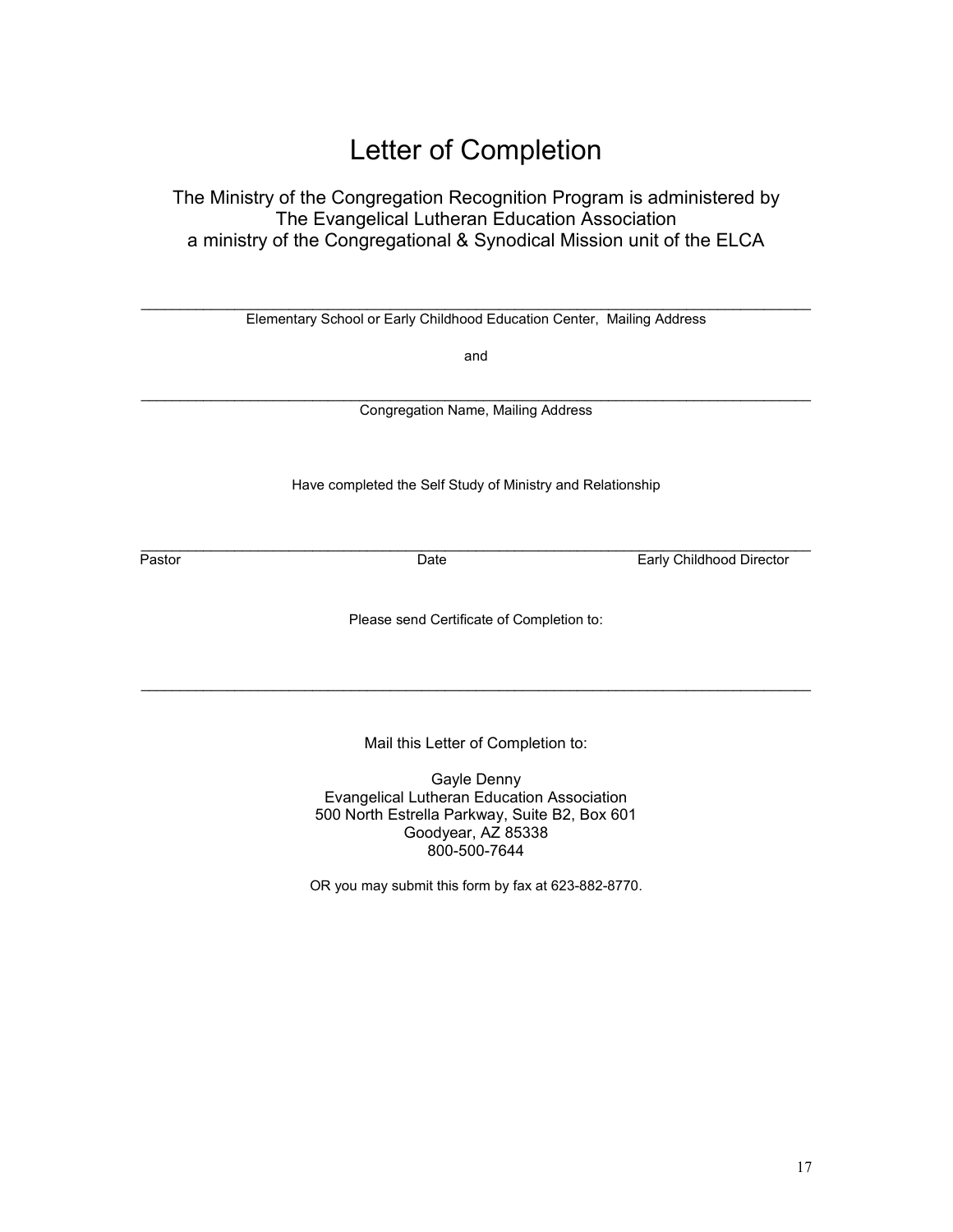# Letter of Completion

The Ministry of the Congregation Recognition Program is administered by
The Evangelical Lutheran Education Association
a ministry of the Congregational & Synodical Mission unit of the ELCA

_______________________________________________________________________________
Elementary School or Early Childhood Education Center, Mailing Address

and

_______________________________________________________________________________
Congregation Name, Mailing Address

Have completed the Self Study of Ministry and Relationship

_______________________________________________________________________________
Pastor    Date    Early Childhood Director

Please send Certificate of Completion to:

_______________________________________________________________________________

Mail this Letter of Completion to:

Gayle Denny
Evangelical Lutheran Education Association
500 North Estrella Parkway, Suite B2, Box 601
Goodyear, AZ 85338
800-500-7644

OR you may submit this form by fax at 623-882-8770.